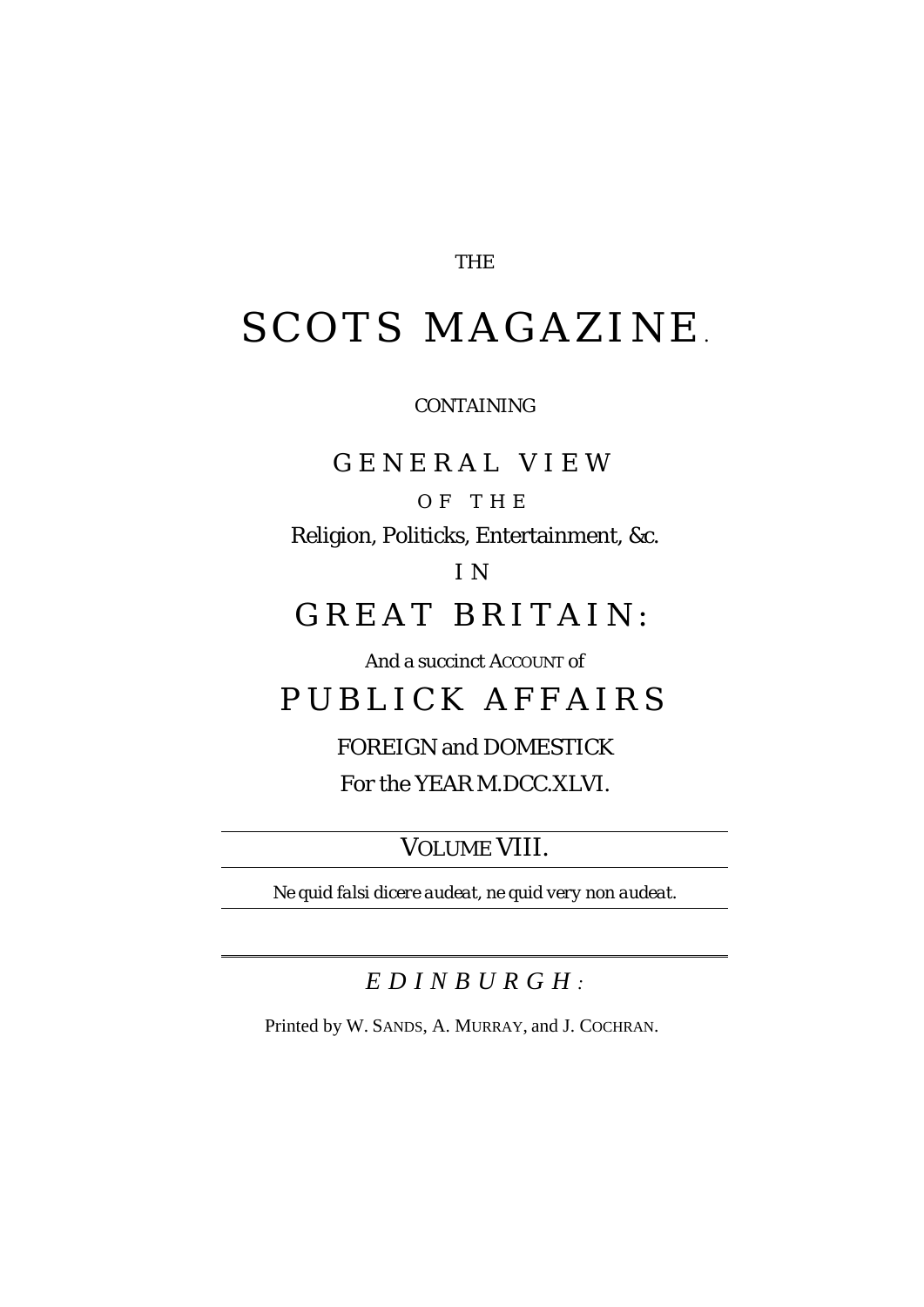THE

# SCOTS MAGAZINE.

CONTAINING

## GENERAL VIEW

OF THE

Religion, Politicks, Entertainment, &c.

IN

## GREAT BRITAIN:

And a succinct ACCOUNT of

## PUBLICK AFFAIRS

FOREIGN and DOMESTICK

For the YEAR M.DCC.XLVI.

---

VOLUME VIII.

---

*Ne quid falsi dicere audeat, ne quid very non audeat.*

---

*EDINBURGH:*

Printed by W. SANDS, A. MURRAY, and J. COCHRAN.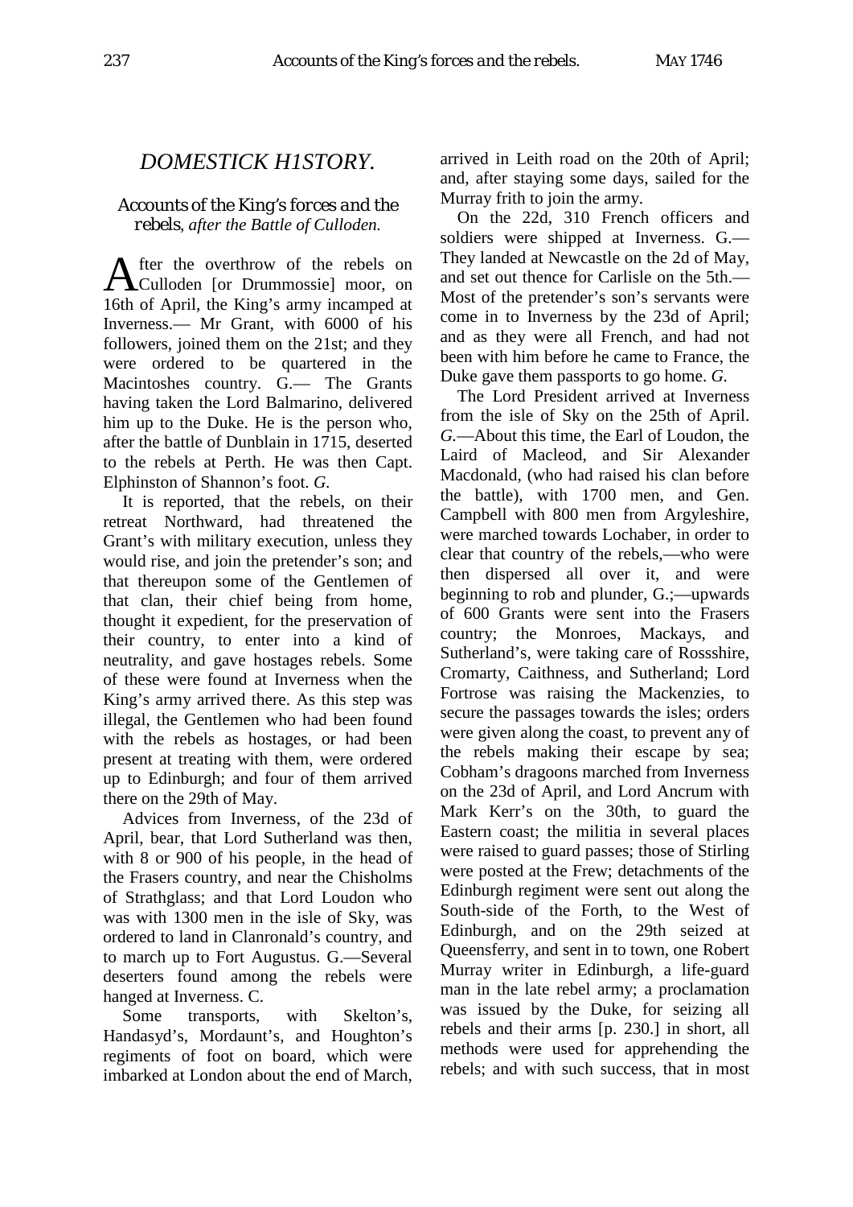## DOMESTICK H1STORY.

### *Accounts of the King's forces and the rebels, after the Battle of Culloden.*

After the overthrow of the rebels on Culloden [or Drummossie] moor, on 16th of April, the King's army incamped at Inverness.— Mr Grant, with 6000 of his followers, joined them on the 21st; and they were ordered to be quartered in the Macintoshes country. G.— The Grants having taken the Lord Balmarino, delivered him up to the Duke. He is the person who, after the battle of Dunblain in 1715, deserted to the rebels at Perth. He was then Capt. Elphinston of Shannon's foot. *G.*

It is reported, that the rebels, on their retreat Northward, had threatened the Grant's with military execution, unless they would rise, and join the pretender's son; and that thereupon some of the Gentlemen of that clan, their chief being from home, thought it expedient, for the preservation of their country, to enter into a kind of neutrality, and gave hostages rebels. Some of these were found at Inverness when the King's army arrived there. As this step was illegal, the Gentlemen who had been found with the rebels as hostages, or had been present at treating with them, were ordered up to Edinburgh; and four of them arrived there on the 29th of May.

Advices from Inverness, of the 23d of April, bear, that Lord Sutherland was then, with 8 or 900 of his people, in the head of the Frasers country, and near the Chisholms of Strathglass; and that Lord Loudon who was with 1300 men in the isle of Sky, was ordered to land in Clanronald's country, and to march up to Fort Augustus. G.—Several deserters found among the rebels were hanged at Inverness. C.

Some transports, with Skelton's, Handasyd's, Mordaunt's, and Houghton's regiments of foot on board, which were imbarked at London about the end of March, arrived in Leith road on the 20th of April; and, after staying some days, sailed for the Murray frith to join the army.

On the 22d, 310 French officers and soldiers were shipped at Inverness. G.— They landed at Newcastle on the 2d of May, and set out thence for Carlisle on the 5th.— Most of the pretender's son's servants were come in to Inverness by the 23d of April; and as they were all French, and had not been with him before he came to France, the Duke gave them passports to go home. *G.*

The Lord President arrived at Inverness from the isle of Sky on the 25th of April. *G.*—About this time, the Earl of Loudon, the Laird of Macleod, and Sir Alexander Macdonald, (who had raised his clan before the battle), with 1700 men, and Gen. Campbell with 800 men from Argyleshire, were marched towards Lochaber, in order to clear that country of the rebels,—who were then dispersed all over it, and were beginning to rob and plunder, G.;—upwards of 600 Grants were sent into the Frasers country; the Monroes, Mackays, and Sutherland's, were taking care of Rossshire, Cromarty, Caithness, and Sutherland; Lord Fortrose was raising the Mackenzies, to secure the passages towards the isles; orders were given along the coast, to prevent any of the rebels making their escape by sea; Cobham's dragoons marched from Inverness on the 23d of April, and Lord Ancrum with Mark Kerr's on the 30th, to guard the Eastern coast; the militia in several places were raised to guard passes; those of Stirling were posted at the Frew; detachments of the Edinburgh regiment were sent out along the South-side of the Forth, to the West of Edinburgh, and on the 29th seized at Queensferry, and sent in to town, one Robert Murray writer in Edinburgh, a life-guard man in the late rebel army; a proclamation was issued by the Duke, for seizing all rebels and their arms [p. 230.] in short, all methods were used for apprehending the rebels; and with such success, that in most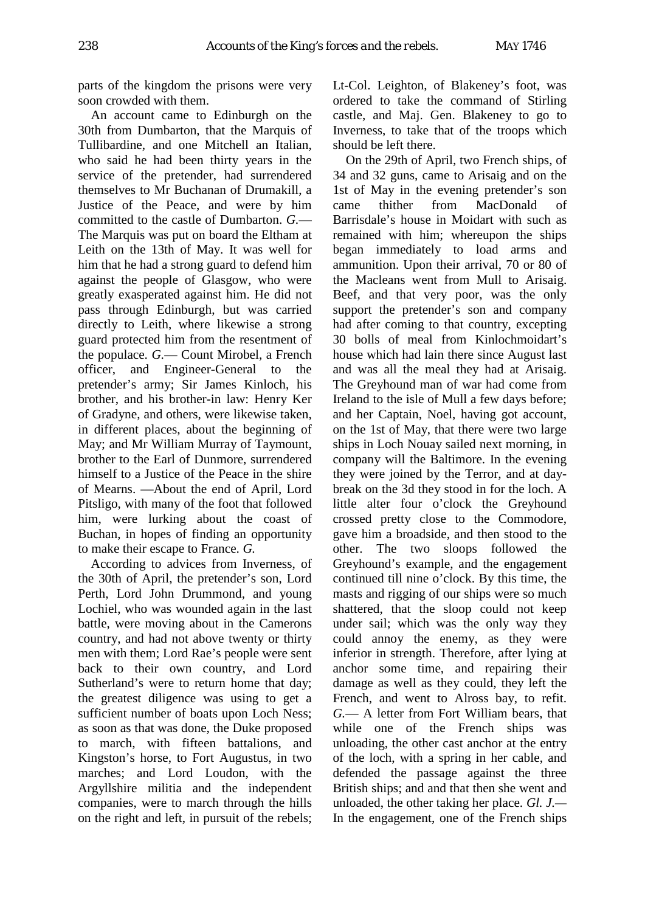parts of the kingdom the prisons were very soon crowded with them.

An account came to Edinburgh on the 30th from Dumbarton, that the Marquis of Tullibardine, and one Mitchell an Italian, who said he had been thirty years in the service of the pretender, had surrendered themselves to Mr Buchanan of Drumakill, a Justice of the Peace, and were by him committed to the castle of Dumbarton. *G.*— The Marquis was put on board the Eltham at Leith on the 13th of May. It was well for him that he had a strong guard to defend him against the people of Glasgow, who were greatly exasperated against him. He did not pass through Edinburgh, but was carried directly to Leith, where likewise a strong guard protected him from the resentment of the populace. *G.*— Count Mirobel, a French officer, and Engineer-General to the pretender's army; Sir James Kinloch, his brother, and his brother-in law: Henry Ker of Gradyne, and others, were likewise taken, in different places, about the beginning of May; and Mr William Murray of Taymount, brother to the Earl of Dunmore, surrendered himself to a Justice of the Peace in the shire of Mearns. —About the end of April, Lord Pitsligo, with many of the foot that followed him, were lurking about the coast of Buchan, in hopes of finding an opportunity to make their escape to France. *G.*

According to advices from Inverness, of the 30th of April, the pretender's son, Lord Perth, Lord John Drummond, and young Lochiel, who was wounded again in the last battle, were moving about in the Camerons country, and had not above twenty or thirty men with them; Lord Rae's people were sent back to their own country, and Lord Sutherland's were to return home that day; the greatest diligence was using to get a sufficient number of boats upon Loch Ness; as soon as that was done, the Duke proposed to march, with fifteen battalions, and Kingston's horse, to Fort Augustus, in two marches; and Lord Loudon, with the Argyllshire militia and the independent companies, were to march through the hills on the right and left, in pursuit of the rebels; Lt-Col. Leighton, of Blakeney's foot, was ordered to take the command of Stirling castle, and Maj. Gen. Blakeney to go to Inverness, to take that of the troops which should be left there.

On the 29th of April, two French ships, of 34 and 32 guns, came to Arisaig and on the 1st of May in the evening pretender's son came thither from MacDonald of Barrisdale's house in Moidart with such as remained with him; whereupon the ships began immediately to load arms and ammunition. Upon their arrival, 70 or 80 of the Macleans went from Mull to Arisaig. Beef, and that very poor, was the only support the pretender's son and company had after coming to that country, excepting 30 bolls of meal from Kinlochmoidart's house which had lain there since August last and was all the meal they had at Arisaig. The Greyhound man of war had come from Ireland to the isle of Mull a few days before; and her Captain, Noel, having got account, on the 1st of May, that there were two large ships in Loch Nouay sailed next morning, in company will the Baltimore. In the evening they were joined by the Terror, and at day-break on the 3d they stood in for the loch. A little alter four o'clock the Greyhound crossed pretty close to the Commodore, gave him a broadside, and then stood to the other. The two sloops followed the Greyhound's example, and the engagement continued till nine o'clock. By this time, the masts and rigging of our ships were so much shattered, that the sloop could not keep under sail; which was the only way they could annoy the enemy, as they were inferior in strength. Therefore, after lying at anchor some time, and repairing their damage as well as they could, they left the French, and went to Alross bay, to refit. *G.*— A letter from Fort William bears, that while one of the French ships was unloading, the other cast anchor at the entry of the loch, with a spring in her cable, and defended the passage against the three British ships; and and that then she went and unloaded, the other taking her place. *Gl. J.*— In the engagement, one of the French ships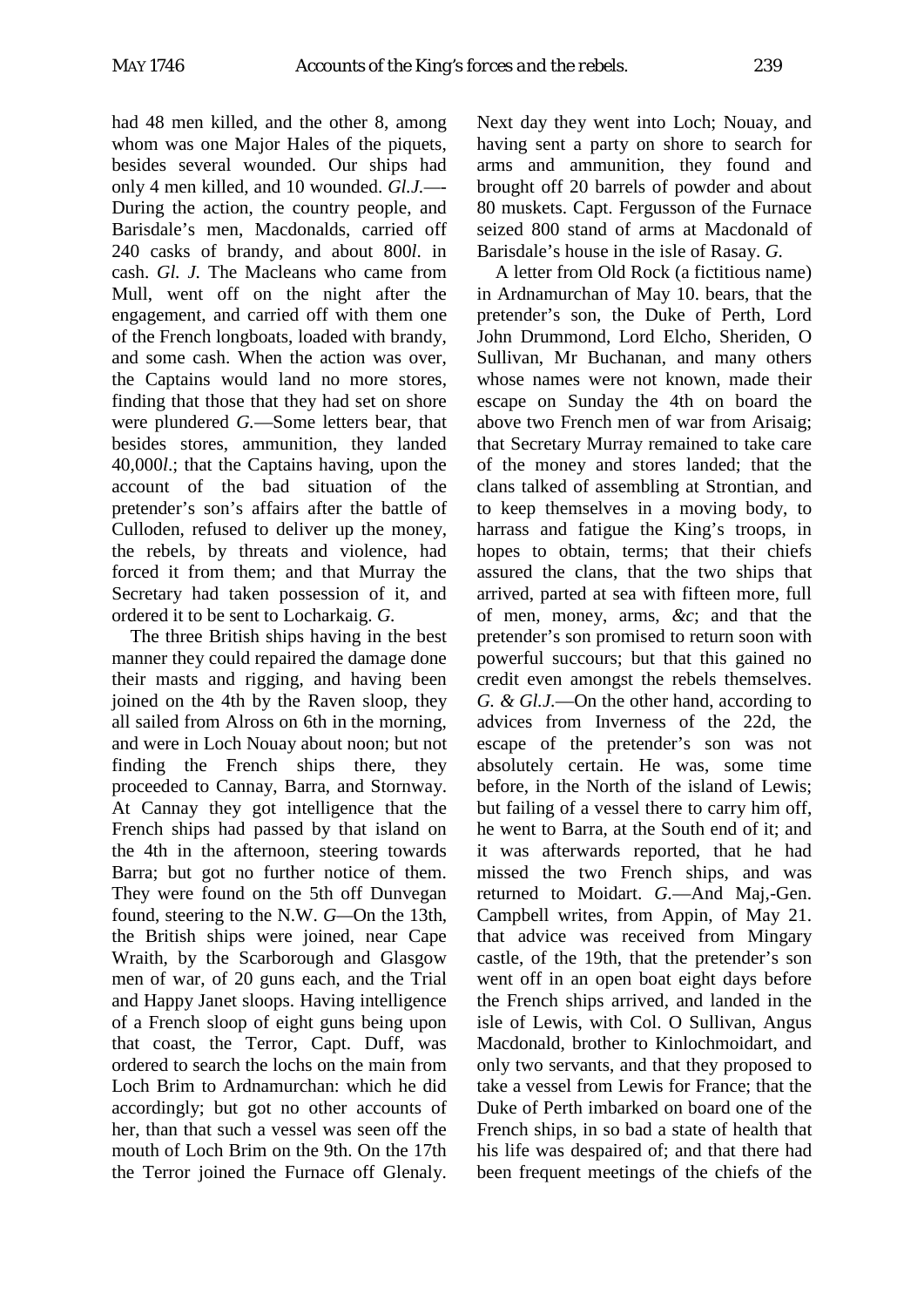had 48 men killed, and the other 8, among whom was one Major Hales of the piquets, besides several wounded. Our ships had only 4 men killed, and 10 wounded. *Gl.J.*—-During the action, the country people, and Barisdale's men, Macdonalds, carried off 240 casks of brandy, and about 800*l.* in cash. *Gl. J.* The Macleans who came from Mull, went off on the night after the engagement, and carried off with them one of the French longboats, loaded with brandy, and some cash. When the action was over, the Captains would land no more stores, finding that those that they had set on shore were plundered *G.*—Some letters bear, that besides stores, ammunition, they landed 40,000*l.*; that the Captains having, upon the account of the bad situation of the pretender's son's affairs after the battle of Culloden, refused to deliver up the money, the rebels, by threats and violence, had forced it from them; and that Murray the Secretary had taken possession of it, and ordered it to be sent to Locharkaig. *G.*

The three British ships having in the best manner they could repaired the damage done their masts and rigging, and having been joined on the 4th by the Raven sloop, they all sailed from Alross on 6th in the morning, and were in Loch Nouay about noon; but not finding the French ships there, they proceeded to Cannay, Barra, and Stornway. At Cannay they got intelligence that the French ships had passed by that island on the 4th in the afternoon, steering towards Barra; but got no further notice of them. They were found on the 5th off Dunvegan found, steering to the N.W. *G*—On the 13th, the British ships were joined, near Cape Wraith, by the Scarborough and Glasgow men of war, of 20 guns each, and the Trial and Happy Janet sloops. Having intelligence of a French sloop of eight guns being upon that coast, the Terror, Capt. Duff, was ordered to search the lochs on the main from Loch Brim to Ardnamurchan: which he did accordingly; but got no other accounts of her, than that such a vessel was seen off the mouth of Loch Brim on the 9th. On the 17th the Terror joined the Furnace off Glenaly. Next day they went into Loch; Nouay, and having sent a party on shore to search for arms and ammunition, they found and brought off 20 barrels of powder and about 80 muskets. Capt. Fergusson of the Furnace seized 800 stand of arms at Macdonald of Barisdale's house in the isle of Rasay. *G.*

A letter from Old Rock (a fictitious name) in Ardnamurchan of May 10. bears, that the pretender's son, the Duke of Perth, Lord John Drummond, Lord Elcho, Sheriden, O Sullivan, Mr Buchanan, and many others whose names were not known, made their escape on Sunday the 4th on board the above two French men of war from Arisaig; that Secretary Murray remained to take care of the money and stores landed; that the clans talked of assembling at Strontian, and to keep themselves in a moving body, to harrass and fatigue the King's troops, in hopes to obtain, terms; that their chiefs assured the clans, that the two ships that arrived, parted at sea with fifteen more, full of men, money, arms, *&c*; and that the pretender's son promised to return soon with powerful succours; but that this gained no credit even amongst the rebels themselves. *G. & Gl.J.*—On the other hand, according to advices from Inverness of the 22d, the escape of the pretender's son was not absolutely certain. He was, some time before, in the North of the island of Lewis; but failing of a vessel there to carry him off, he went to Barra, at the South end of it; and it was afterwards reported, that he had missed the two French ships, and was returned to Moidart. *G.*—And Maj,-Gen. Campbell writes, from Appin, of May 21. that advice was received from Mingary castle, of the 19th, that the pretender's son went off in an open boat eight days before the French ships arrived, and landed in the isle of Lewis, with Col. O Sullivan, Angus Macdonald, brother to Kinlochmoidart, and only two servants, and that they proposed to take a vessel from Lewis for France; that the Duke of Perth imbarked on board one of the French ships, in so bad a state of health that his life was despaired of; and that there had been frequent meetings of the chiefs of the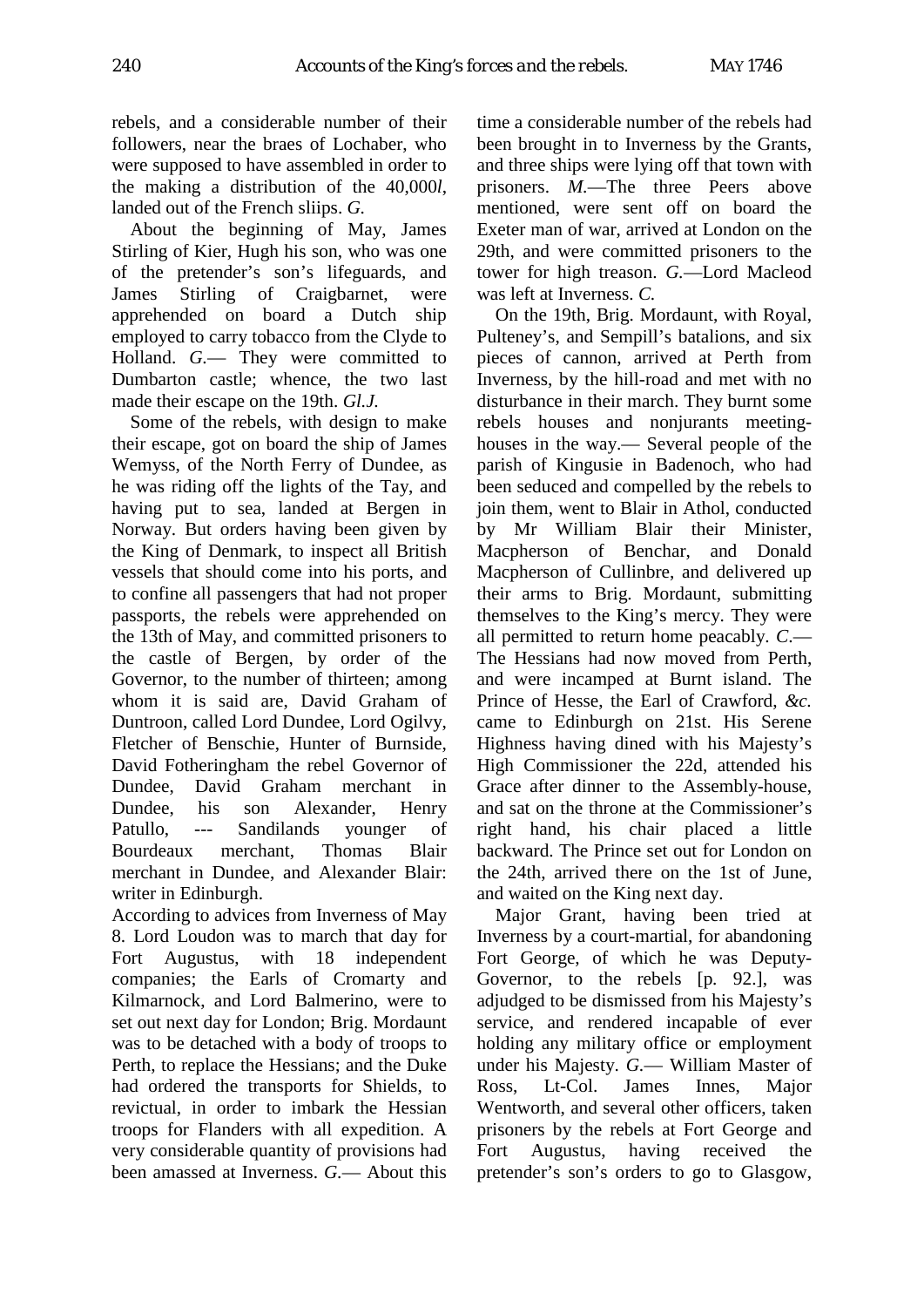rebels, and a considerable number of their followers, near the braes of Lochaber, who were supposed to have assembled in order to the making a distribution of the 40,000*l*, landed out of the French sliips. *G*.

About the beginning of May, James Stirling of Kier, Hugh his son, who was one of the pretender's son's lifeguards, and James Stirling of Craigbarnet, were apprehended on board a Dutch ship employed to carry tobacco from the Clyde to Holland. *G*.— They were committed to Dumbarton castle; whence, the two last made their escape on the 19th. *Gl.J.*

Some of the rebels, with design to make their escape, got on board the ship of James Wemyss, of the North Ferry of Dundee, as he was riding off the lights of the Tay, and having put to sea, landed at Bergen in Norway. But orders having been given by the King of Denmark, to inspect all British vessels that should come into his ports, and to confine all passengers that had not proper passports, the rebels were apprehended on the 13th of May, and committed prisoners to the castle of Bergen, by order of the Governor, to the number of thirteen; among whom it is said are, David Graham of Duntroon, called Lord Dundee, Lord Ogilvy, Fletcher of Benschie, Hunter of Burnside, David Fotheringham the rebel Governor of Dundee, David Graham merchant in Dundee, his son Alexander, Henry Patullo, --- Sandilands younger of Bourdeaux merchant, Thomas Blair merchant in Dundee, and Alexander Blair: writer in Edinburgh.

According to advices from Inverness of May 8. Lord Loudon was to march that day for Fort Augustus, with 18 independent companies; the Earls of Cromarty and Kilmarnock, and Lord Balmerino, were to set out next day for London; Brig. Mordaunt was to be detached with a body of troops to Perth, to replace the Hessians; and the Duke had ordered the transports for Shields, to revictual, in order to imbark the Hessian troops for Flanders with all expedition. A very considerable quantity of provisions had been amassed at Inverness. *G*.— About this time a considerable number of the rebels had been brought in to Inverness by the Grants, and three ships were lying off that town with prisoners. *M*.—The three Peers above mentioned, were sent off on board the Exeter man of war, arrived at London on the 29th, and were committed prisoners to the tower for high treason. *G*.—Lord Macleod was left at Inverness. *C.*

On the 19th, Brig. Mordaunt, with Royal, Pulteney's, and Sempill's batalions, and six pieces of cannon, arrived at Perth from Inverness, by the hill-road and met with no disturbance in their march. They burnt some rebels houses and nonjurants meeting-houses in the way.— Several people of the parish of Kingusie in Badenoch, who had been seduced and compelled by the rebels to join them, went to Blair in Athol, conducted by Mr William Blair their Minister, Macpherson of Benchar, and Donald Macpherson of Cullinbre, and delivered up their arms to Brig. Mordaunt, submitting themselves to the King's mercy. They were all permitted to return home peacably. *C*.— The Hessians had now moved from Perth, and were incamped at Burnt island. The Prince of Hesse, the Earl of Crawford, *&c.* came to Edinburgh on 21st. His Serene Highness having dined with his Majesty's High Commissioner the 22d, attended his Grace after dinner to the Assembly-house, and sat on the throne at the Commissioner's right hand, his chair placed a little backward. The Prince set out for London on the 24th, arrived there on the 1st of June, and waited on the King next day.

Major Grant, having been tried at Inverness by a court-martial, for abandoning Fort George, of which he was Deputy-Governor, to the rebels [p. 92.], was adjudged to be dismissed from his Majesty's service, and rendered incapable of ever holding any military office or employment under his Majesty. *G*.— William Master of Ross, Lt-Col. James Innes, Major Wentworth, and several other officers, taken prisoners by the rebels at Fort George and Fort Augustus, having received the pretender's son's orders to go to Glasgow,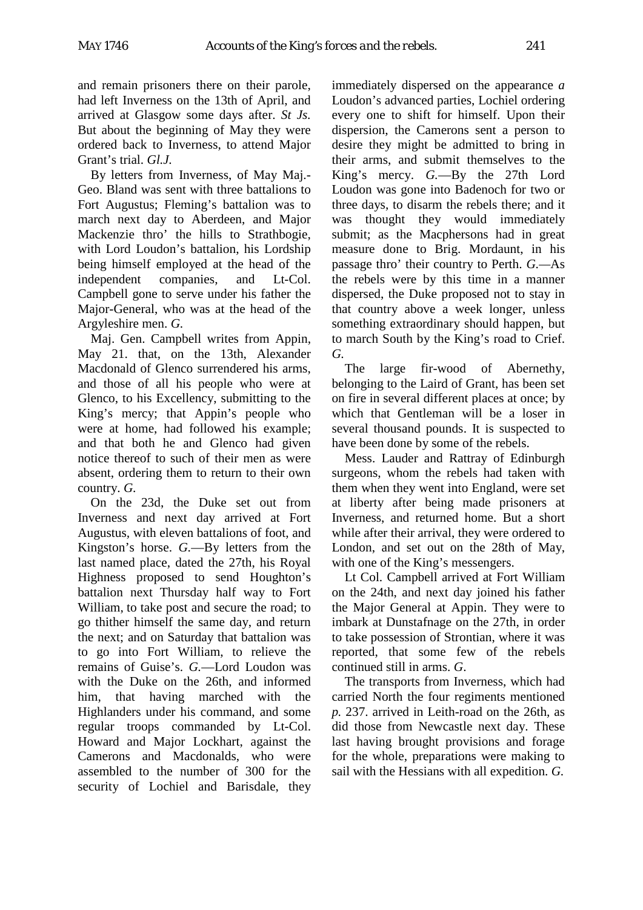and remain prisoners there on their parole, had left Inverness on the 13th of April, and arrived at Glasgow some days after. *St Js.* But about the beginning of May they were ordered back to Inverness, to attend Major Grant's trial. *Gl.J.*

By letters from Inverness, of May Maj.-Geo. Bland was sent with three battalions to Fort Augustus; Fleming's battalion was to march next day to Aberdeen, and Major Mackenzie thro' the hills to Strathbogie, with Lord Loudon's battalion, his Lordship being himself employed at the head of the independent companies, and Lt-Col. Campbell gone to serve under his father the Major-General, who was at the head of the Argyleshire men. *G.*

Maj. Gen. Campbell writes from Appin, May 21. that, on the 13th, Alexander Macdonald of Glenco surrendered his arms, and those of all his people who were at Glenco, to his Excellency, submitting to the King's mercy; that Appin's people who were at home, had followed his example; and that both he and Glenco had given notice thereof to such of their men as were absent, ordering them to return to their own country. *G.*

On the 23d, the Duke set out from Inverness and next day arrived at Fort Augustus, with eleven battalions of foot, and Kingston's horse. *G.*—By letters from the last named place, dated the 27th, his Royal Highness proposed to send Houghton's battalion next Thursday half way to Fort William, to take post and secure the road; to go thither himself the same day, and return the next; and on Saturday that battalion was to go into Fort William, to relieve the remains of Guise's. *G.*—Lord Loudon was with the Duke on the 26th, and informed him, that having marched with the Highlanders under his command, and some regular troops commanded by Lt-Col. Howard and Major Lockhart, against the Camerons and Macdonalds, who were assembled to the number of 300 for the security of Lochiel and Barisdale, they immediately dispersed on the appearance *a* Loudon's advanced parties, Lochiel ordering every one to shift for himself. Upon their dispersion, the Camerons sent a person to desire they might be admitted to bring in their arms, and submit themselves to the King's mercy. *G.*—By the 27th Lord Loudon was gone into Badenoch for two or three days, to disarm the rebels there; and it was thought they would immediately submit; as the Macphersons had in great measure done to Brig. Mordaunt, in his passage thro' their country to Perth. *G.*—As the rebels were by this time in a manner dispersed, the Duke proposed not to stay in that country above a week longer, unless something extraordinary should happen, but to march South by the King's road to Crief. *G.*

The large fir-wood of Abernethy, belonging to the Laird of Grant, has been set on fire in several different places at once; by which that Gentleman will be a loser in several thousand pounds. It is suspected to have been done by some of the rebels.

Mess. Lauder and Rattray of Edinburgh surgeons, whom the rebels had taken with them when they went into England, were set at liberty after being made prisoners at Inverness, and returned home. But a short while after their arrival, they were ordered to London, and set out on the 28th of May, with one of the King's messengers.

Lt Col. Campbell arrived at Fort William on the 24th, and next day joined his father the Major General at Appin. They were to imbark at Dunstafnage on the 27th, in order to take possession of Strontian, where it was reported, that some few of the rebels continued still in arms. *G.*

The transports from Inverness, which had carried North the four regiments mentioned *p.* 237. arrived in Leith-road on the 26th, as did those from Newcastle next day. These last having brought provisions and forage for the whole, preparations were making to sail with the Hessians with all expedition. *G.*